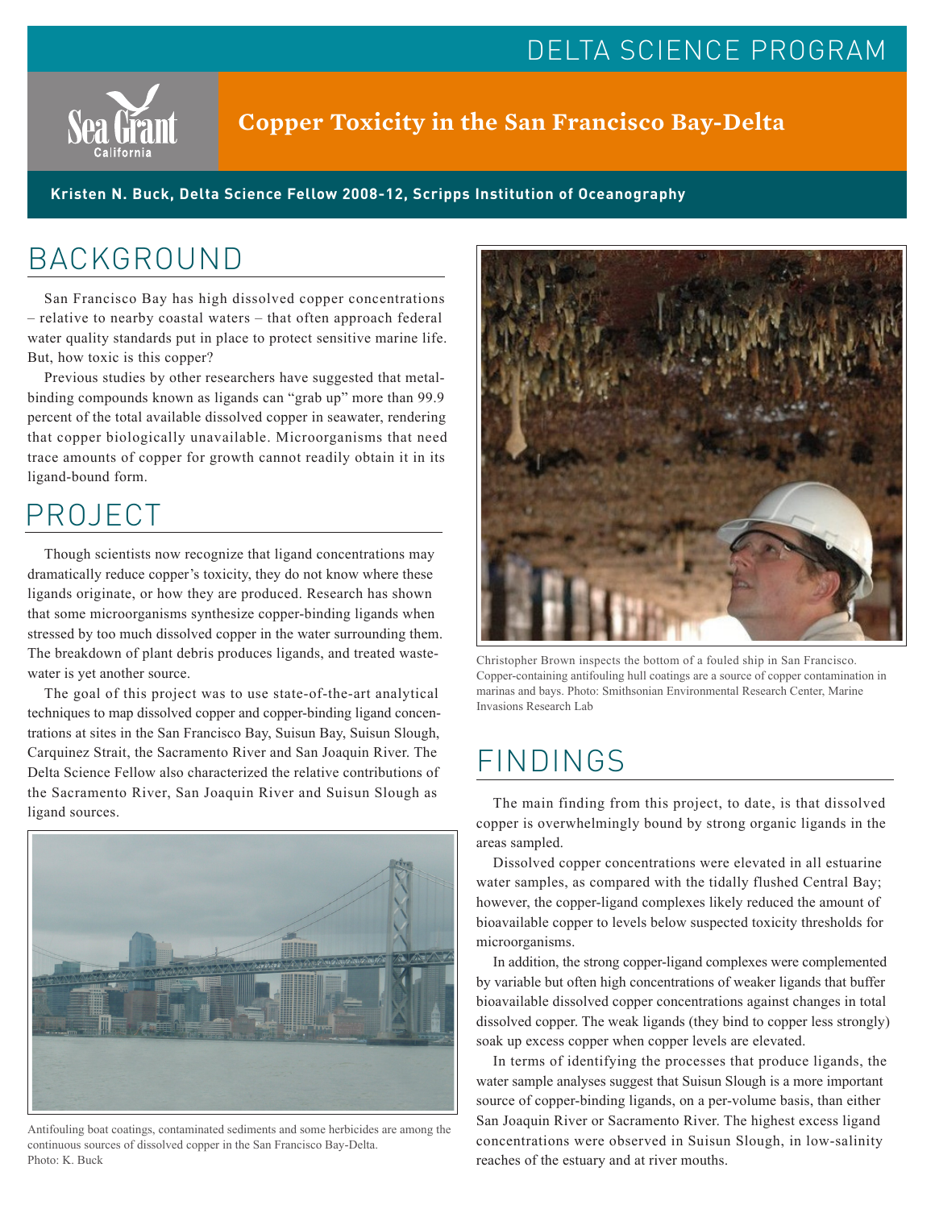DELTA SCIENCE PROGRAM

Sea Grant California

# Copper Toxicity in the San Francisco Bay-Delta

**Kristen N. Buck, Delta Science Fellow 2008-12, Scripps Institution of Oceanography**

## BACKGROUND

San Francisco Bay has high dissolved copper concentrations – relative to nearby coastal waters – that often approach federal water quality standards put in place to protect sensitive marine life. But, how toxic is this copper?

Previous studies by other researchers have suggested that metal-binding compounds known as ligands can "grab up" more than 99.9 percent of the total available dissolved copper in seawater, rendering that copper biologically unavailable. Microorganisms that need trace amounts of copper for growth cannot readily obtain it in its ligand-bound form.

## PROJECT

Though scientists now recognize that ligand concentrations may dramatically reduce copper's toxicity, they do not know where these ligands originate, or how they are produced. Research has shown that some microorganisms synthesize copper-binding ligands when stressed by too much dissolved copper in the water surrounding them. The breakdown of plant debris produces ligands, and treated wastewater is yet another source.

The goal of this project was to use state-of-the-art analytical techniques to map dissolved copper and copper-binding ligand concentrations at sites in the San Francisco Bay, Suisun Bay, Suisun Slough, Carquinez Strait, the Sacramento River and San Joaquin River. The Delta Science Fellow also characterized the relative contributions of the Sacramento River, San Joaquin River and Suisun Slough as ligand sources.

Antifouling boat coatings, contaminated sediments and some herbicides are among the continuous sources of dissolved copper in the San Francisco Bay-Delta. Photo: K. Buck

Christopher Brown inspects the bottom of a fouled ship in San Francisco. Copper-containing antifouling hull coatings are a source of copper contamination in marinas and bays. Photo: Smithsonian Environmental Research Center, Marine Invasions Research Lab

## FINDINGS

The main finding from this project, to date, is that dissolved copper is overwhelmingly bound by strong organic ligands in the areas sampled.

Dissolved copper concentrations were elevated in all estuarine water samples, as compared with the tidally flushed Central Bay; however, the copper-ligand complexes likely reduced the amount of bioavailable copper to levels below suspected toxicity thresholds for microorganisms.

In addition, the strong copper-ligand complexes were complemented by variable but often high concentrations of weaker ligands that buffer bioavailable dissolved copper concentrations against changes in total dissolved copper. The weak ligands (they bind to copper less strongly) soak up excess copper when copper levels are elevated.

In terms of identifying the processes that produce ligands, the water sample analyses suggest that Suisun Slough is a more important source of copper-binding ligands, on a per-volume basis, than either San Joaquin River or Sacramento River. The highest excess ligand concentrations were observed in Suisun Slough, in low-salinity reaches of the estuary and at river mouths.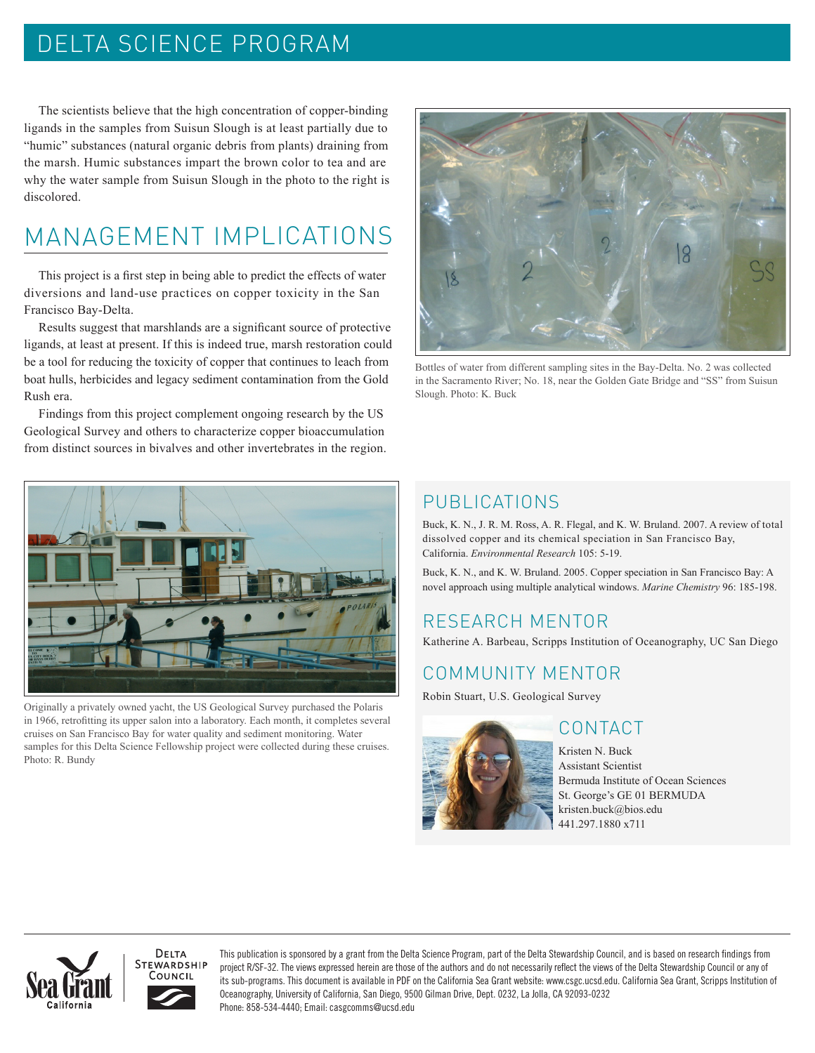The scientists believe that the high concentration of copper-binding ligands in the samples from Suisun Slough is at least partially due to "humic" substances (natural organic debris from plants) draining from the marsh. Humic substances impart the brown color to tea and are why the water sample from Suisun Slough in the photo to the right is discolored.

## MANAGEMENT IMPLICATIONS

This project is a first step in being able to predict the effects of water diversions and land-use practices on copper toxicity in the San Francisco Bay-Delta.

Results suggest that marshlands are a significant source of protective ligands, at least at present. If this is indeed true, marsh restoration could be a tool for reducing the toxicity of copper that continues to leach from boat hulls, herbicides and legacy sediment contamination from the Gold Rush era.

Findings from this project complement ongoing research by the US Geological Survey and others to characterize copper bioaccumulation from distinct sources in bivalves and other invertebrates in the region.

Bottles of water from different sampling sites in the Bay-Delta. No. 2 was collected in the Sacramento River; No. 18, near the Golden Gate Bridge and "SS" from Suisun Slough. Photo: K. Buck

Originally a privately owned yacht, the US Geological Survey purchased the Polaris in 1966, retrofitting its upper salon into a laboratory. Each month, it completes several cruises on San Francisco Bay for water quality and sediment monitoring. Water samples for this Delta Science Fellowship project were collected during these cruises. Photo: R. Bundy

## PUBLICATIONS

Buck, K. N., J. R. M. Ross, A. R. Flegal, and K. W. Bruland. 2007. A review of total dissolved copper and its chemical speciation in San Francisco Bay, California. *Environmental Research* 105: 5-19.

Buck, K. N., and K. W. Bruland. 2005. Copper speciation in San Francisco Bay: A novel approach using multiple analytical windows. *Marine Chemistry* 96: 185-198.

## RESEARCH MENTOR

Katherine A. Barbeau, Scripps Institution of Oceanography, UC San Diego

## COMMUNITY MENTOR

Robin Stuart, U.S. Geological Survey

## CONTACT

Kristen N. Buck
Assistant Scientist
Bermuda Institute of Ocean Sciences
St. George's GE 01 BERMUDA
kristen.buck@bios.edu
441.297.1880 x711

This publication is sponsored by a grant from the Delta Science Program, part of the Delta Stewardship Council, and is based on research findings from project R/SF-32. The views expressed herein are those of the authors and do not necessarily reflect the views of the Delta Stewardship Council or any of its sub-programs. This document is available in PDF on the California Sea Grant website: www.csgc.ucsd.edu. California Sea Grant, Scripps Institution of Oceanography, University of California, San Diego, 9500 Gilman Drive, Dept. 0232, La Jolla, CA 92093-0232
Phone: 858-534-4440; Email: casgcomms@ucsd.edu